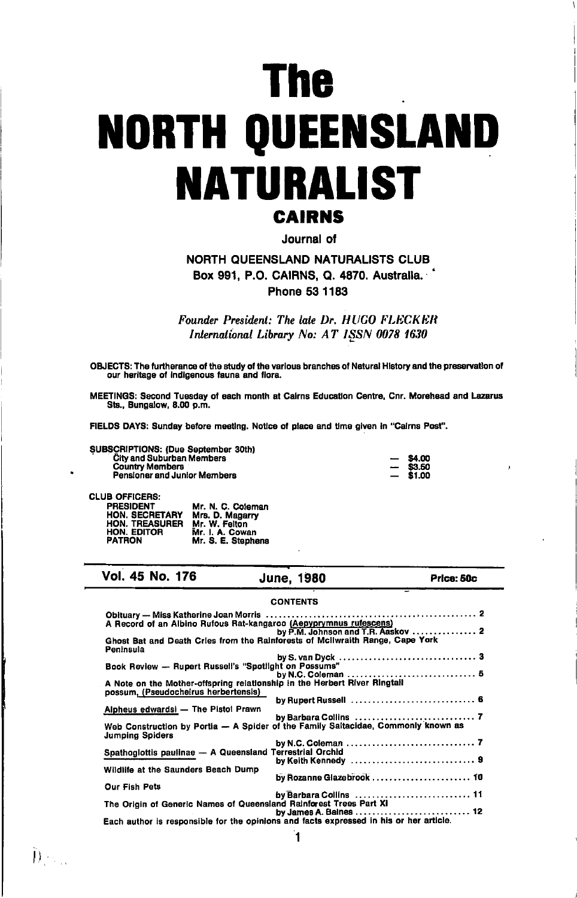# The NORTH QUEENSLAND NATURALIST

## CAIRNS

Journal of

**NORTH QUEENSLAND NATURALISTS CLUB**
**Box 991, P.O. CAIRNS, Q. 4870. Australia.**
**Phone 53 1183**

*Founder President: The late Dr. HUGO FLECKER*
*International Library No: AT ISSN 0078 1630*

**OBJECTS:** The furtherance of the study of the various branches of Natural History and the preservation of our heritage of indigenous fauna and flora.

**MEETINGS:** Second Tuesday of each month at Cairns Education Centre, Cnr. Morehead and Lazarus Sts., Bungalow, 8.00 p.m.

**FIELDS DAYS:** Sunday before meeting. Notice of place and time given in "Cairns Post".

**SUBSCRIPTIONS:** (Due September 30th)

| | |
|---|---|
| City and Suburban Members | — $4.00 |
| Country Members | — $3.50 |
| Pensioner and Junior Members | — $1.00 |

**CLUB OFFICERS:**

| | |
|---|---|
| PRESIDENT | Mr. N. C. Coleman |
| HON. SECRETARY | Mrs. D. Magarry |
| HON. TREASURER | Mr. W. Felton |
| HON. EDITOR | Mr. I. A. Cowan |
| PATRON | Mr. S. E. Stephens |

**Vol. 45 No. 176 — June, 1980 — Price: 50c**

### CONTENTS

- Obituary — Miss Katherine Joan Morris ..... 2
- A Record of an Albino Rufous Rat-kangaroo (Aepyprymnus rufescens) by P.M. Johnson and T.R. Aaskov ..... 2
- Ghost Bat and Death Cries from the Rainforests of McIlwraith Range, Cape York Peninsula by S. van Dyck ..... 3
- Book Review — Rupert Russell's "Spotlight on Possums" by N.C. Coleman ..... 5
- A Note on the Mother-offspring relationship in the Herbert River Ringtail possum, (Pseudocheirus herbertensis) by Rupert Russell ..... 6
- Alpheus edwardsi — The Pistol Prawn by Barbara Collins ..... 7
- Web Construction by Portia — A Spider of the Family Saltacidae, Commonly known as Jumping Spiders by N.C. Coleman ..... 7
- Spathoglottis paulinae — A Queensland Terrestrial Orchid by Keith Kennedy ..... 9
- Wildlife at the Saunders Beach Dump by Rozanne Glazebrook ..... 10
- Our Fish Pets by Barbara Collins ..... 11
- The Origin of Generic Names of Queensland Rainforest Trees Part XI by James A. Baines ..... 12

Each author is responsible for the opinions and facts expressed in his or her article.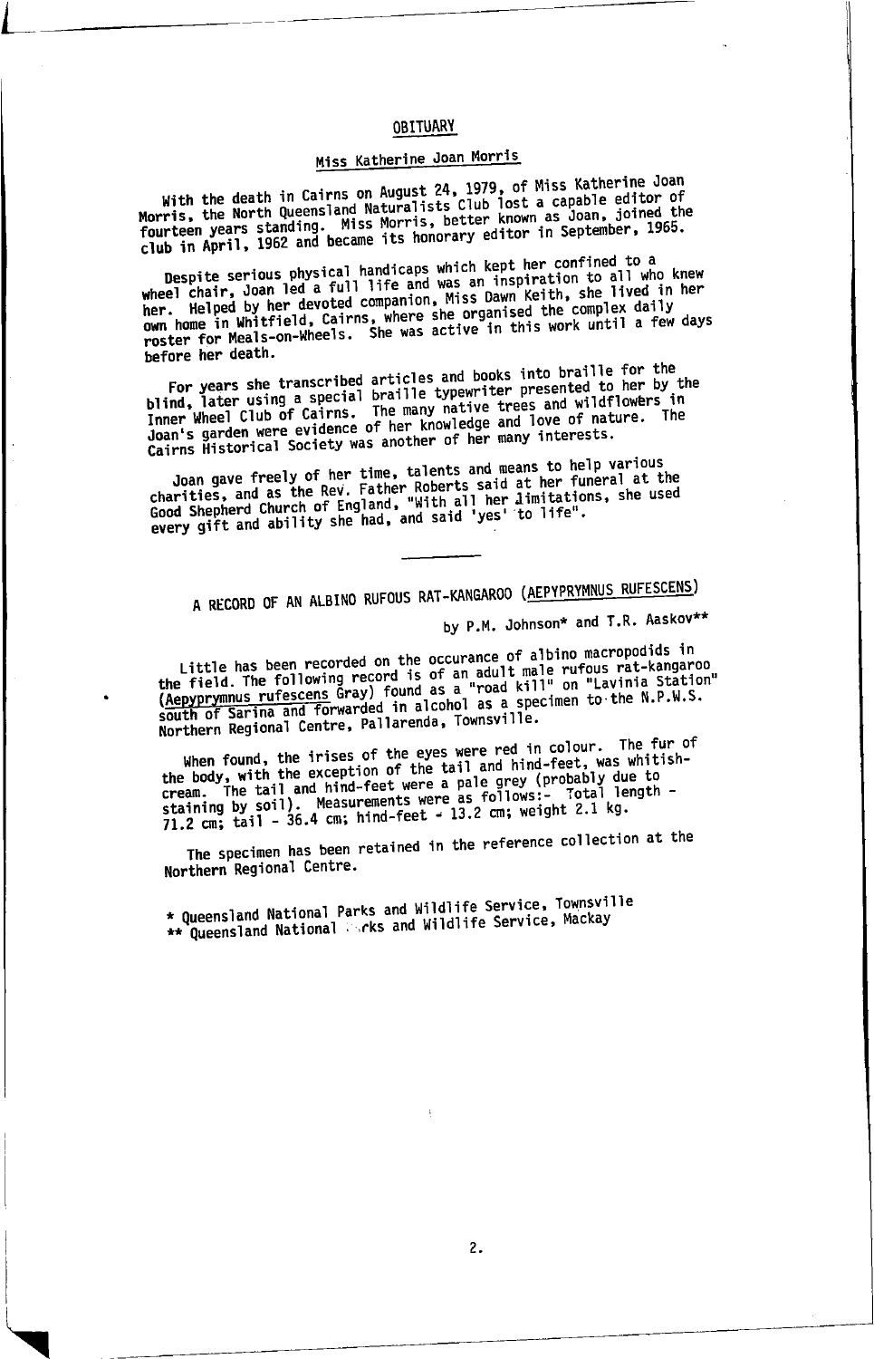## OBITUARY

### Miss Katherine Joan Morris

With the death in Cairns on August 24, 1979, of Miss Katherine Joan Morris, the North Queensland Naturalists Club lost a capable editor of fourteen years standing. Miss Morris, better known as Joan, joined the club in April, 1962 and became its honorary editor in September, 1965.

Despite serious physical handicaps which kept her confined to a wheel chair, Joan led a full life and was an inspiration to all who knew her. Helped by her devoted companion, Miss Dawn Keith, she lived in her own home in Whitfield, Cairns, where she organised the complex daily roster for Meals-on-Wheels. She was active in this work until a few days before her death.

For years she transcribed articles and books into braille for the blind, later using a special braille typewriter presented to her by the Inner Wheel Club of Cairns. The many native trees and wildflowers in Joan's garden were evidence of her knowledge and love of nature. The Cairns Historical Society was another of her many interests.

Joan gave freely of her time, talents and means to help various charities, and as the Rev. Father Roberts said at her funeral at the Good Shepherd Church of England, "With all her limitations, she used every gift and ability she had, and said 'yes' to life".

---

## A RECORD OF AN ALBINO RUFOUS RAT-KANGAROO (AEPYPRYMNUS RUFESCENS)

by P.M. Johnson* and T.R. Aaskov**

Little has been recorded on the occurance of albino macropodids in the field. The following record is of an adult male rufous rat-kangaroo (*Aepyprymnus rufescens* Gray) found as a "road kill" on "Lavinia Station" south of Sarina and forwarded in alcohol as a specimen to the N.P.W.S. Northern Regional Centre, Pallarenda, Townsville.

When found, the irises of the eyes were red in colour. The fur of the body, with the exception of the tail and hind-feet, was whitish-cream. The tail and hind-feet were a pale grey (probably due to staining by soil). Measurements were as follows:- Total length - 71.2 cm; tail - 36.4 cm; hind-feet - 13.2 cm; weight 2.1 kg.

The specimen has been retained in the reference collection at the Northern Regional Centre.

\* Queensland National Parks and Wildlife Service, Townsville
\*\* Queensland National Parks and Wildlife Service, Mackay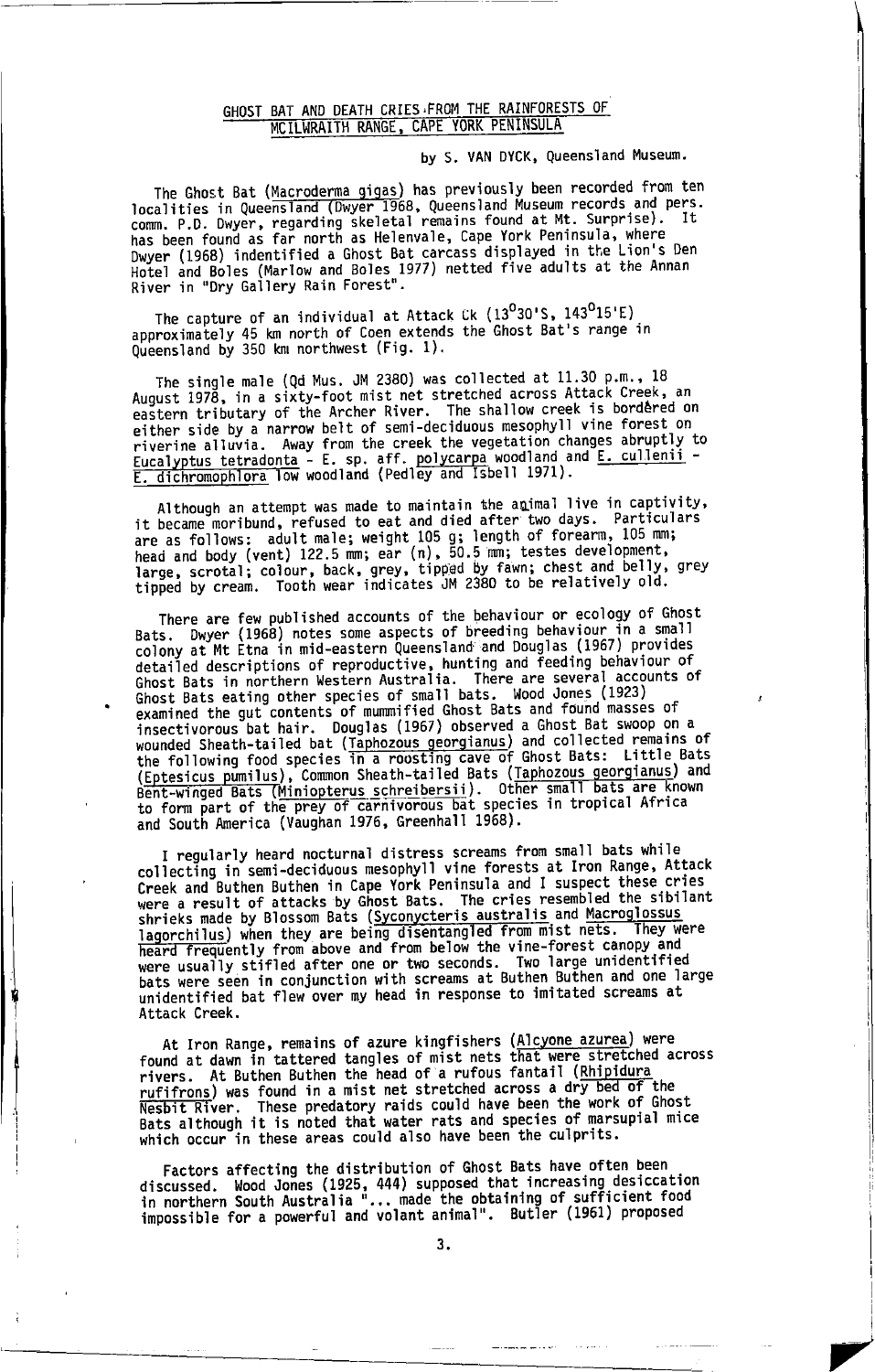## GHOST BAT AND DEATH CRIES FROM THE RAINFORESTS OF MCILWRAITH RANGE, CAPE YORK PENINSULA

by S. VAN DYCK, Queensland Museum.

The Ghost Bat (*Macroderma gigas*) has previously been recorded from ten localities in Queensland (Dwyer 1968, Queensland Museum records and pers. comm. P.D. Dwyer, regarding skeletal remains found at Mt. Surprise). It has been found as far north as Helenvale, Cape York Peninsula, where Dwyer (1968) indentified a Ghost Bat carcass displayed in the Lion's Den Hotel and Boles (Marlow and Boles 1977) netted five adults at the Annan River in "Dry Gallery Rain Forest".

The capture of an individual at Attack Ck (13°30'S, 143°15'E) approximately 45 km north of Coen extends the Ghost Bat's range in Queensland by 350 km northwest (Fig. 1).

The single male (Qd Mus. JM 2380) was collected at 11.30 p.m., 18 August 1978, in a sixty-foot mist net stretched across Attack Creek, an eastern tributary of the Archer River. The shallow creek is bordered on either side by a narrow belt of semi-deciduous mesophyll vine forest on riverine alluvia. Away from the creek the vegetation changes abruptly to *Eucalyptus tetradonta* - *E.* sp. aff. *polycarpa* woodland and *E. cullenii* - *E. dichromophlora* low woodland (Pedley and Isbell 1971).

Although an attempt was made to maintain the animal live in captivity, it became moribund, refused to eat and died after two days. Particulars are as follows: adult male; weight 105 g; length of forearm, 105 mm; head and body (vent) 122.5 mm; ear (n), 50.5 mm; testes development, large, scrotal; colour, back, grey, tipped by fawn; chest and belly, grey tipped by cream. Tooth wear indicates JM 2380 to be relatively old.

There are few published accounts of the behaviour or ecology of Ghost Bats. Dwyer (1968) notes some aspects of breeding behaviour in a small colony at Mt Etna in mid-eastern Queensland and Douglas (1967) provides detailed descriptions of reproductive, hunting and feeding behaviour of Ghost Bats in northern Western Australia. There are several accounts of Ghost Bats eating other species of small bats. Wood Jones (1923) examined the gut contents of mummified Ghost Bats and found masses of insectivorous bat hair. Douglas (1967) observed a Ghost Bat swoop on a wounded Sheath-tailed bat (*Taphozous georgianus*) and collected remains of the following food species in a roosting cave of Ghost Bats: Little Bats (*Eptesicus pumilus*), Common Sheath-tailed Bats (*Taphozous georgianus*) and Bent-winged Bats (*Miniopterus schreibersii*). Other small bats are known to form part of the prey of carnivorous bat species in tropical Africa and South America (Vaughan 1976, Greenhall 1968).

I regularly heard nocturnal distress screams from small bats while collecting in semi-deciduous mesophyll vine forests at Iron Range, Attack Creek and Buthen Buthen in Cape York Peninsula and I suspect these cries were a result of attacks by Ghost Bats. The cries resembled the sibilant shrieks made by Blossom Bats (*Syconycteris australis* and *Macroglossus lagorchilus*) when they are being disentangled from mist nets. They were heard frequently from above and from below the vine-forest canopy and were usually stifled after one or two seconds. Two large unidentified bats were seen in conjunction with screams at Buthen Buthen and one large unidentified bat flew over my head in response to imitated screams at Attack Creek.

At Iron Range, remains of azure kingfishers (*Alcyone azurea*) were found at dawn in tattered tangles of mist nets that were stretched across rivers. At Buthen Buthen the head of a rufous fantail (*Rhipidura rufifrons*) was found in a mist net stretched across a dry bed of the Nesbit River. These predatory raids could have been the work of Ghost Bats although it is noted that water rats and species of marsupial mice which occur in these areas could also have been the culprits.

Factors affecting the distribution of Ghost Bats have often been discussed. Wood Jones (1925, 444) supposed that increasing desiccation in northern South Australia "... made the obtaining of sufficient food impossible for a powerful and volant animal". Butler (1961) proposed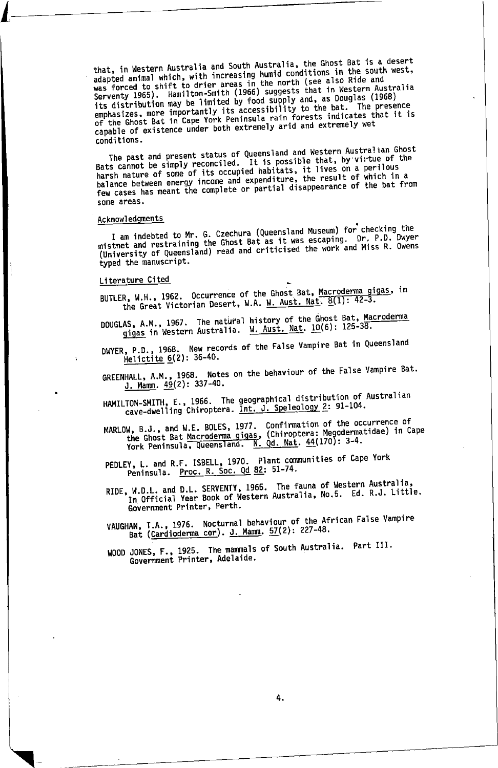that, in Western Australia and South Australia, the Ghost Bat is a desert adapted animal which, with increasing humid conditions in the south west, was forced to shift to drier areas in the north (see also Ride and Serventy 1965). Hamilton-Smith (1966) suggests that in Western Australia its distribution may be limited by food supply and, as Douglas (1968) emphasizes, more importantly its accessibility to the bat. The presence of the Ghost Bat in Cape York Peninsula rain forests indicates that it is capable of existence under both extremely arid and extremely wet conditions.

The past and present status of Queensland and Western Australian Ghost Bats cannot be simply reconciled. It is possible that, by virtue of the harsh nature of some of its occupied habitats, it lives on a perilous balance between energy income and expenditure, the result of which in a few cases has meant the complete or partial disappearance of the bat from some areas.

## Acknowledgments

I am indebted to Mr. G. Czechura (Queensland Museum) for checking the mistnet and restraining the Ghost Bat as it was escaping. Dr. P.D. Dwyer (University of Queensland) read and criticised the work and Miss R. Owens typed the manuscript.

## Literature Cited

BUTLER, W.H., 1962. Occurrence of the Ghost Bat, *Macroderma gigas*, in the Great Victorian Desert, W.A. *W. Aust. Nat.* 8(1): 42-3.

DOUGLAS, A.M., 1967. The natural history of the Ghost Bat, *Macroderma gigas* in Western Australia. *W. Aust. Nat.* 10(6): 125-38.

DWYER, P.D., 1968. New records of the False Vampire Bat in Queensland *Helictite* 6(2): 36-40.

GREENHALL, A.M., 1968. Notes on the behaviour of the False Vampire Bat. *J. Mamm.* 49(2): 337-40.

HAMILTON-SMITH, E., 1966. The geographical distribution of Australian cave-dwelling Chiroptera. *Int. J. Speleology* 2: 91-104.

MARLOW, B.J., and W.E. BOLES, 1977. Confirmation of the occurrence of the Ghost Bat *Macroderma gigas*, (Chiroptera: Megodermatidae) in Cape York Peninsula, Queensland. *N. Qd. Nat.* 44(170): 3-4.

PEDLEY, L. and R.F. ISBELL, 1970. Plant communities of Cape York Peninsula. *Proc. R. Soc. Qd* 82: 51-74.

RIDE, W.D.L. and D.L. SERVENTY, 1965. The fauna of Western Australia, In Official Year Book of Western Australia, No.5. Ed. R.J. Little. Government Printer, Perth.

VAUGHAN, T.A., 1976. Nocturnal behaviour of the African False Vampire Bat (*Cardioderma cor*). *J. Mamm.* 57(2): 227-48.

WOOD JONES, F., 1925. The mammals of South Australia. Part III. Government Printer, Adelaide.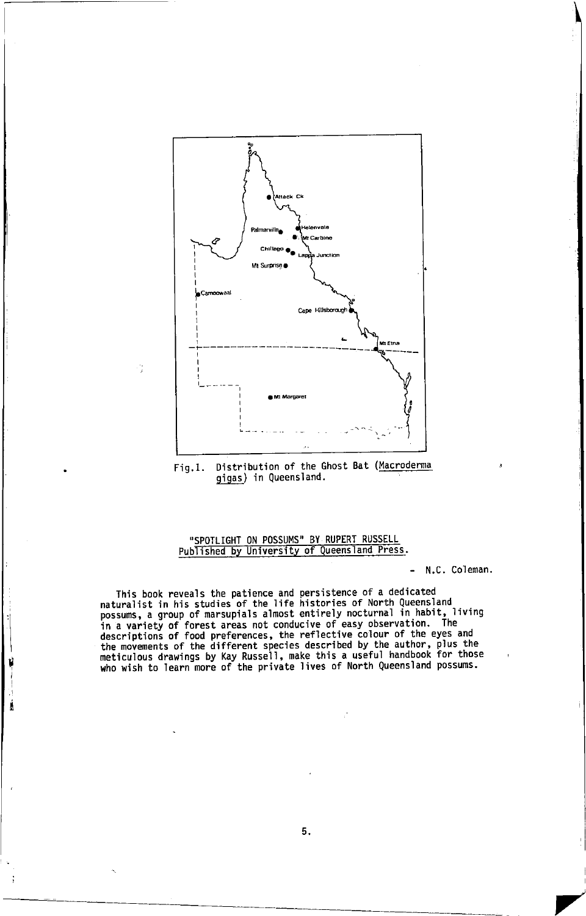Fig.1. Distribution of the Ghost Bat (*Macroderma gigas*) in Queensland.

## "SPOTLIGHT ON POSSUMS" BY RUPERT RUSSELL
## Published by University of Queensland Press.

\- N.C. Coleman.

This book reveals the patience and persistence of a dedicated naturalist in his studies of the life histories of North Queensland possums, a group of marsupials almost entirely nocturnal in habit, living in a variety of forest areas not conducive of easy observation. The descriptions of food preferences, the reflective colour of the eyes and the movements of the different species described by the author, plus the meticulous drawings by Kay Russell, make this a useful handbook for those who wish to learn more of the private lives of North Queensland possums.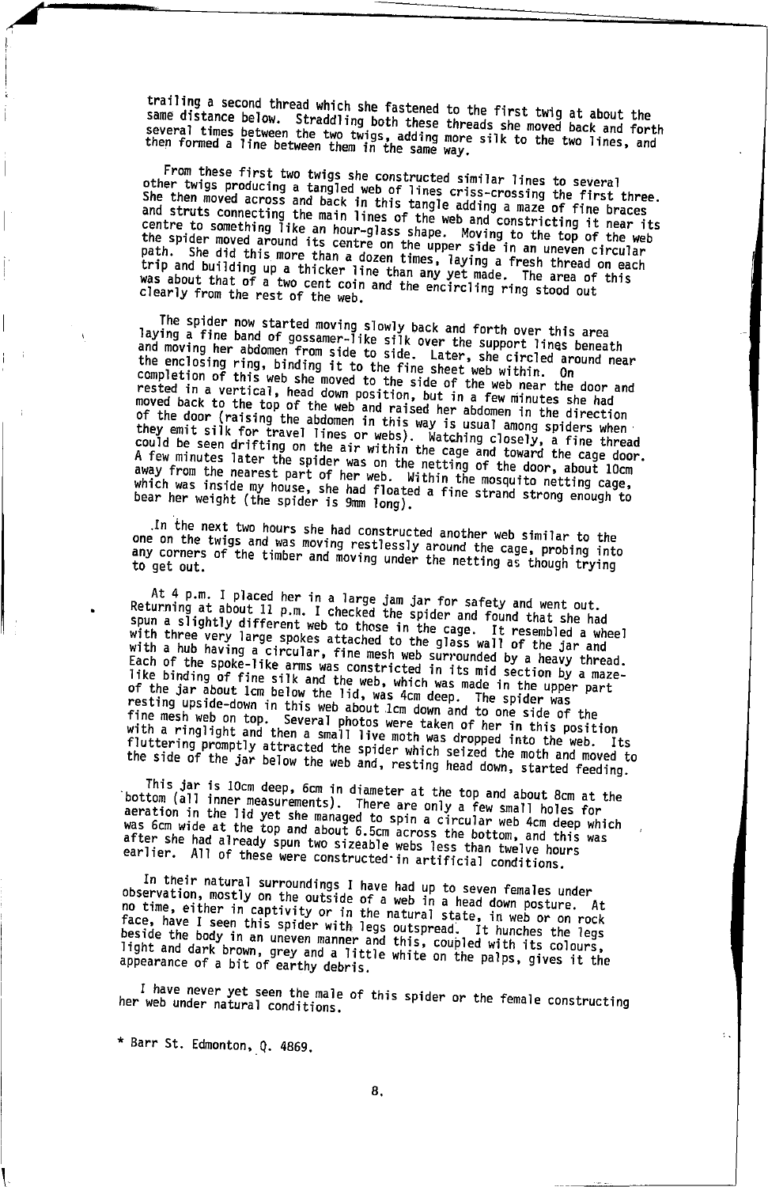trailing a second thread which she fastened to the first twig at about the same distance below. Straddling both these threads she moved back and forth several times between the two twigs, adding more silk to the two lines, and then formed a line between them in the same way.

From these first two twigs she constructed similar lines to several other twigs producing a tangled web of lines criss-crossing the first three. She then moved across and back in this tangle adding a maze of fine braces and struts connecting the main lines of the web and constricting it near its centre to something like an hour-glass shape. Moving to the top of the web the spider moved around its centre on the upper side in an uneven circular path. She did this more than a dozen times, laying a fresh thread on each trip and building up a thicker line than any yet made. The area of this was about that of a two cent coin and the encircling ring stood out clearly from the rest of the web.

The spider now started moving slowly back and forth over this area laying a fine band of gossamer-like silk over the support lines beneath and moving her abdomen from side to side. Later, she circled around near the enclosing ring, binding it to the fine sheet web within. On completion of this web she moved to the side of the web near the door and rested in a vertical, head down position, but in a few minutes she had moved back to the top of the web and raised her abdomen in the direction of the door (raising the abdomen in this way is usual among spiders when they emit silk for travel lines or webs). Watching closely, a fine thread could be seen drifting on the air within the cage and toward the cage door. A few minutes later the spider was on the netting of the door, about 10cm away from the nearest part of her web. Within the mosquito netting cage, which was inside my house, she had floated a fine strand strong enough to bear her weight (the spider is 9mm long).

In the next two hours she had constructed another web similar to the one on the twigs and was moving restlessly around the cage, probing into any corners of the timber and moving under the netting as though trying to get out.

At 4 p.m. I placed her in a large jam jar for safety and went out. Returning at about 11 p.m. I checked the spider and found that she had spun a slightly different web to those in the cage. It resembled a wheel with three very large spokes attached to the glass wall of the jar and with a hub having a circular, fine mesh web surrounded by a heavy thread. Each of the spoke-like arms was constricted in its mid section by a maze-like binding of fine silk and the web, which was made in the upper part of the jar about 1cm below the lid, was 4cm deep. The spider was resting upside-down in this web about 1cm down and to one side of the fine mesh web on top. Several photos were taken of her in this position with a ringlight and then a small live moth was dropped into the web. Its fluttering promptly attracted the spider which seized the moth and moved to the side of the jar below the web and, resting head down, started feeding.

This jar is 10cm deep, 6cm in diameter at the top and about 8cm at the bottom (all inner measurements). There are only a few small holes for aeration in the lid yet she managed to spin a circular web 4cm deep which was 6cm wide at the top and about 6.5cm across the bottom, and this was after she had already spun two sizeable webs less than twelve hours earlier. All of these were constructed in artificial conditions.

In their natural surroundings I have had up to seven females under observation, mostly on the outside of a web in a head down posture. At no time, either in captivity or in the natural state, in web or on rock face, have I seen this spider with legs outspread. It hunches the legs beside the body in an uneven manner and this, coupled with its colours, light and dark brown, grey and a little white on the palps, gives it the appearance of a bit of earthy debris.

I have never yet seen the male of this spider or the female constructing her web under natural conditions.

* Barr St. Edmonton, Q. 4869.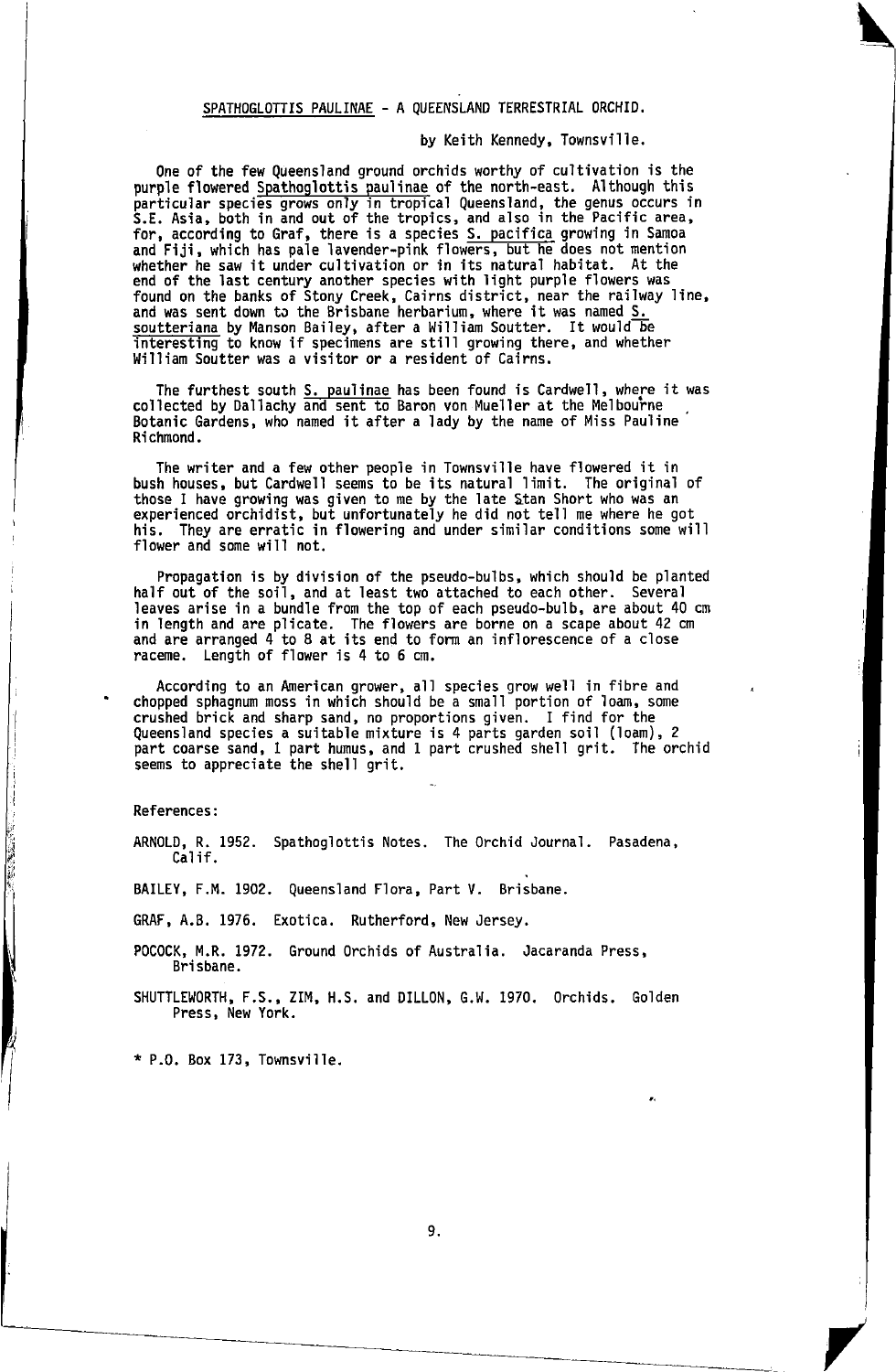## SPATHOGLOTTIS PAULINAE - A QUEENSLAND TERRESTRIAL ORCHID.

by Keith Kennedy, Townsville.

One of the few Queensland ground orchids worthy of cultivation is the purple flowered *Spathoglottis paulinae* of the north-east. Although this particular species grows only in tropical Queensland, the genus occurs in S.E. Asia, both in and out of the tropics, and also in the Pacific area, for, according to Graf, there is a species *S. pacifica* growing in Samoa and Fiji, which has pale lavender-pink flowers, but he does not mention whether he saw it under cultivation or in its natural habitat. At the end of the last century another species with light purple flowers was found on the banks of Stony Creek, Cairns district, near the railway line, and was sent down to the Brisbane herbarium, where it was named *S. soutteriana* by Manson Bailey, after a William Soutter. It would be interesting to know if specimens are still growing there, and whether William Soutter was a visitor or a resident of Cairns.

The furthest south *S. paulinae* has been found is Cardwell, where it was collected by Dallachy and sent to Baron von Mueller at the Melbourne Botanic Gardens, who named it after a lady by the name of Miss Pauline Richmond.

The writer and a few other people in Townsville have flowered it in bush houses, but Cardwell seems to be its natural limit. The original of those I have growing was given to me by the late Stan Short who was an experienced orchidist, but unfortunately he did not tell me where he got his. They are erratic in flowering and under similar conditions some will flower and some will not.

Propagation is by division of the pseudo-bulbs, which should be planted half out of the soil, and at least two attached to each other. Several leaves arise in a bundle from the top of each pseudo-bulb, are about 40 cm in length and are plicate. The flowers are borne on a scape about 42 cm and are arranged 4 to 8 at its end to form an inflorescence of a close raceme. Length of flower is 4 to 6 cm.

According to an American grower, all species grow well in fibre and chopped sphagnum moss in which should be a small portion of loam, some crushed brick and sharp sand, no proportions given. I find for the Queensland species a suitable mixture is 4 parts garden soil (loam), 2 part coarse sand, 1 part humus, and 1 part crushed shell grit. The orchid seems to appreciate the shell grit.

References:

ARNOLD, R. 1952. Spathoglottis Notes. The Orchid Journal. Pasadena, Calif.

BAILEY, F.M. 1902. Queensland Flora, Part V. Brisbane.

GRAF, A.B. 1976. Exotica. Rutherford, New Jersey.

POCOCK, M.R. 1972. Ground Orchids of Australia. Jacaranda Press, Brisbane.

SHUTTLEWORTH, F.S., ZIM, H.S. and DILLON, G.W. 1970. Orchids. Golden Press, New York.

* P.O. Box 173, Townsville.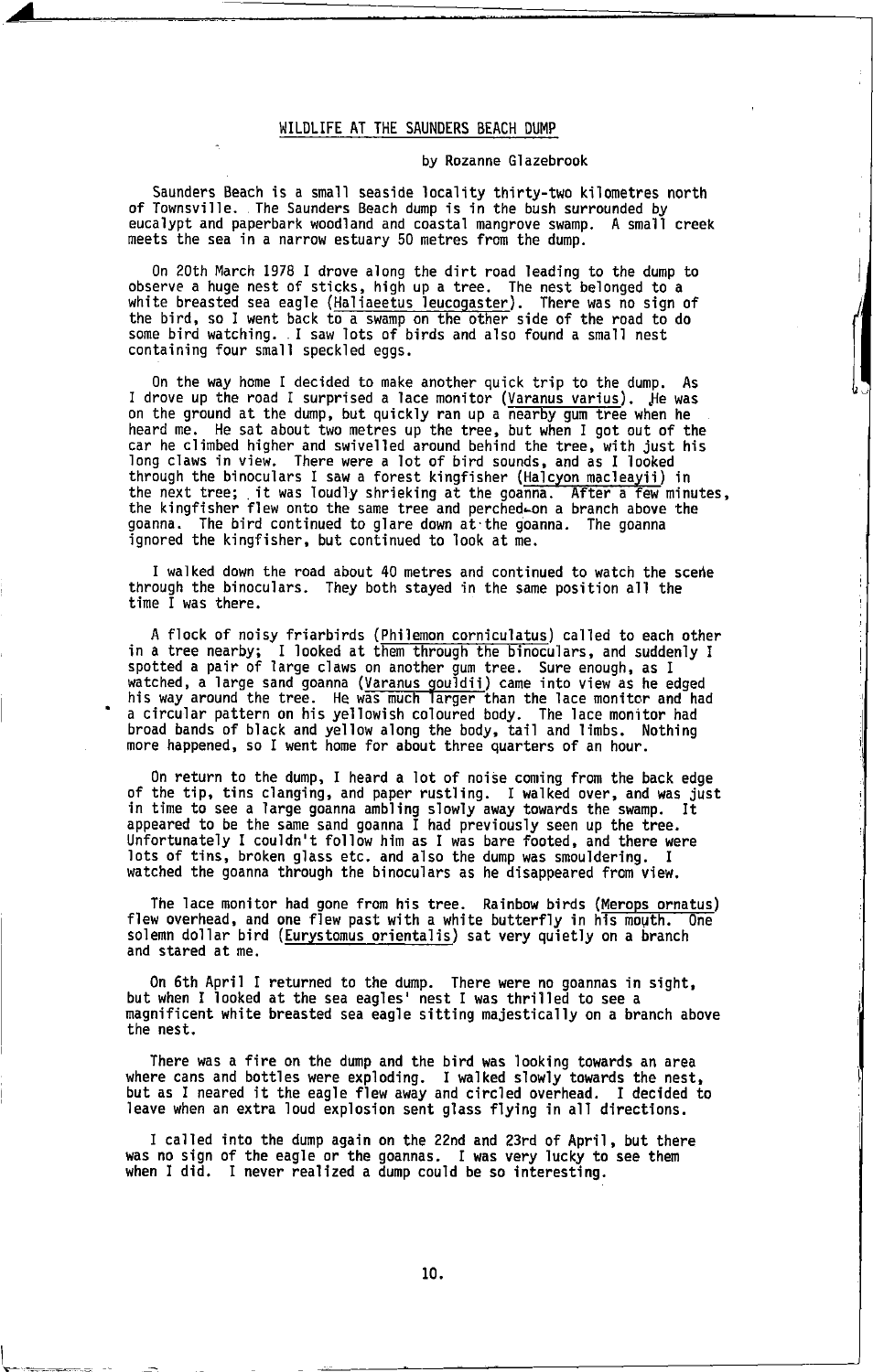## WILDLIFE AT THE SAUNDERS BEACH DUMP

by Rozanne Glazebrook

Saunders Beach is a small seaside locality thirty-two kilometres north of Townsville. The Saunders Beach dump is in the bush surrounded by eucalypt and paperbark woodland and coastal mangrove swamp. A small creek meets the sea in a narrow estuary 50 metres from the dump.

On 20th March 1978 I drove along the dirt road leading to the dump to observe a huge nest of sticks, high up a tree. The nest belonged to a white breasted sea eagle (*Haliaeetus leucogaster*). There was no sign of the bird, so I went back to a swamp on the other side of the road to do some bird watching. I saw lots of birds and also found a small nest containing four small speckled eggs.

On the way home I decided to make another quick trip to the dump. As I drove up the road I surprised a lace monitor (*Varanus varius*). He was on the ground at the dump, but quickly ran up a nearby gum tree when he heard me. He sat about two metres up the tree, but when I got out of the car he climbed higher and swivelled around behind the tree, with just his long claws in view. There were a lot of bird sounds, and as I looked through the binoculars I saw a forest kingfisher (*Halcyon macleayii*) in the next tree; it was loudly shrieking at the goanna. After a few minutes, the kingfisher flew onto the same tree and perched on a branch above the goanna. The bird continued to glare down at the goanna. The goanna ignored the kingfisher, but continued to look at me.

I walked down the road about 40 metres and continued to watch the scene through the binoculars. They both stayed in the same position all the time I was there.

A flock of noisy friarbirds (*Philemon corniculatus*) called to each other in a tree nearby; I looked at them through the binoculars, and suddenly I spotted a pair of large claws on another gum tree. Sure enough, as I watched, a large sand goanna (*Varanus gouldii*) came into view as he edged his way around the tree. He was much larger than the lace monitor and had a circular pattern on his yellowish coloured body. The lace monitor had broad bands of black and yellow along the body, tail and limbs. Nothing more happened, so I went home for about three quarters of an hour.

On return to the dump, I heard a lot of noise coming from the back edge of the tip, tins clanging, and paper rustling. I walked over, and was just in time to see a large goanna ambling slowly away towards the swamp. It appeared to be the same sand goanna I had previously seen up the tree. Unfortunately I couldn't follow him as I was bare footed, and there were lots of tins, broken glass etc. and also the dump was smouldering. I watched the goanna through the binoculars as he disappeared from view.

The lace monitor had gone from his tree. Rainbow birds (*Merops ornatus*) flew overhead, and one flew past with a white butterfly in his mouth. One solemn dollar bird (*Eurystomus orientalis*) sat very quietly on a branch and stared at me.

On 6th April I returned to the dump. There were no goannas in sight, but when I looked at the sea eagles' nest I was thrilled to see a magnificent white breasted sea eagle sitting majestically on a branch above the nest.

There was a fire on the dump and the bird was looking towards an area where cans and bottles were exploding. I walked slowly towards the nest, but as I neared it the eagle flew away and circled overhead. I decided to leave when an extra loud explosion sent glass flying in all directions.

I called into the dump again on the 22nd and 23rd of April, but there was no sign of the eagle or the goannas. I was very lucky to see them when I did. I never realized a dump could be so interesting.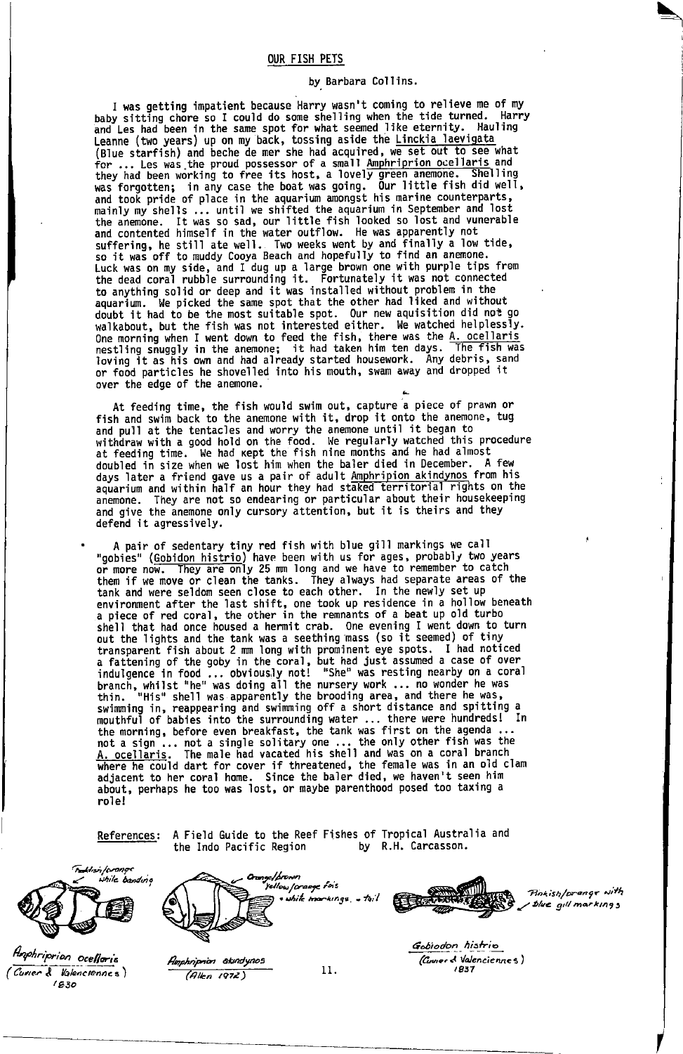# OUR FISH PETS

by Barbara Collins.

I was getting impatient because Harry wasn't coming to relieve me of my baby sitting chore so I could do some shelling when the tide turned. Harry and Les had been in the same spot for what seemed like eternity. Hauling Leanne (two years) up on my back, tossing aside the Linckia laevigata (Blue starfish) and beche de mer she had acquired, we set out to see what for ... Les was the proud possessor of a small Amphriprion ocellaris and they had been working to free its host, a lovely green anemone. Shelling was forgotten; in any case the boat was going. Our little fish did well, and took pride of place in the aquarium amongst his marine counterparts, mainly my shells ... until we shifted the aquarium in September and lost the anemone. It was so sad, our little fish looked so lost and vunerable and contented himself in the water outflow. He was apparently not suffering, he still ate well. Two weeks went by and finally a low tide, so it was off to muddy Cooya Beach and hopefully to find an anemone. Luck was on my side, and I dug up a large brown one with purple tips from the dead coral rubble surrounding it. Fortunately it was not connected to anything solid or deep and it was installed without problem in the aquarium. We picked the same spot that the other had liked and without doubt it had to be the most suitable spot. Our new aquisition did not go walkabout, but the fish was not interested either. We watched helplessly. One morning when I went down to feed the fish, there was the A. ocellaris nestling snuggly in the anemone; it had taken him ten days. The fish was loving it as his own and had already started housework. Any debris, sand or food particles he shovelled into his mouth, swam away and dropped it over the edge of the anemone.

At feeding time, the fish would swim out, capture a piece of prawn or fish and swim back to the anemone with it, drop it onto the anemone, tug and pull at the tentacles and worry the anemone until it began to withdraw with a good hold on the food. We regularly watched this procedure at feeding time. We had kept the fish nine months and he had almost doubled in size when we lost him when the baler died in December. A few days later a friend gave us a pair of adult Amphripion akindynos from his aquarium and within half an hour they had staked territorial rights on the anemone. They are not so endearing or particular about their housekeeping and give the anemone only cursory attention, but it is theirs and they defend it agressively.

A pair of sedentary tiny red fish with blue gill markings we call "gobies" (Gobidon histrio) have been with us for ages, probably two years or more now. They are only 25 mm long and we have to remember to catch them if we move or clean the tanks. They always had separate areas of the tank and were seldom seen close to each other. In the newly set up environment after the last shift, one took up residence in a hollow beneath a piece of red coral, the other in the remnants of a beat up old turbo shell that had once housed a hermit crab. One evening I went down to turn out the lights and the tank was a seething mass (so it seemed) of tiny transparent fish about 2 mm long with prominent eye spots. I had noticed a fattening of the goby in the coral, but had just assumed a case of over indulgence in food ... obviously not! "She" was resting nearby on a coral branch, whilst "he" was doing all the nursery work ... no wonder he was thin. "His" shell was apparently the brooding area, and there he was, swimming in, reappearing and swimming off a short distance and spitting a mouthful of babies into the surrounding water ... there were hundreds! In the morning, before even breakfast, the tank was first on the agenda ... not a sign ... not a single solitary one ... the only other fish was the A. ocellaris. The male had vacated his shell and was on a coral branch where he could dart for cover if threatened, the female was in an old clam adjacent to her coral home. Since the baler died, we haven't seen him about, perhaps he too was lost, or maybe parenthood posed too taxing a role!

References: A Field Guide to the Reef Fishes of Tropical Australia and the Indo Pacific Region by R.H. Carcasson.

Reddish/orange white banding

Amphriprion ocellaris (Cuvier & Valenciennes) 1830

Orange/brown yellow/orange fins white markings - tail

Amphiprion akindynos (Allen 1972)

Pinkish/orange with blue gill markings

Gobiodon histrio (Cuvier & Valenciennes) 1837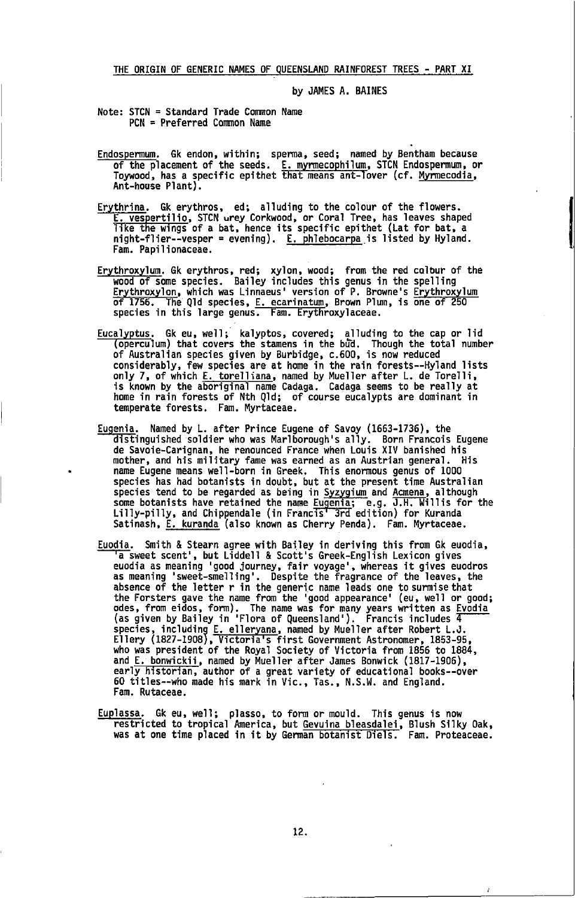## THE ORIGIN OF GENERIC NAMES OF QUEENSLAND RAINFOREST TREES - PART XI

by JAMES A. BAINES

Note: STCN = Standard Trade Common Name
PCN = Preferred Common Name

Endospermum. Gk endon, within; sperma, seed; named by Bentham because of the placement of the seeds. *E. myrmecophilum*, STCN Endospermum, or Toywood, has a specific epithet that means ant-lover (cf. *Myrmecodia*, Ant-house Plant).

Erythrina. Gk erythros, ed; alluding to the colour of the flowers. *E. vespertilio*, STCN Grey Corkwood, or Coral Tree, has leaves shaped like the wings of a bat, hence its specific epithet (Lat for bat, a night-flier--vesper = evening). *E. phlebocarpa* is listed by Hyland. Fam. Papilionaceae.

Erythroxylum. Gk erythros, red; xylon, wood; from the red colour of the wood of some species. Bailey includes this genus in the spelling *Erythroxylon*, which was Linnaeus' version of P. Browne's *Erythroxylum* of 1756. The Qld species, *E. ecarinatum*, Brown Plum, is one of 250 species in this large genus. Fam. Erythroxylaceae.

Eucalyptus. Gk eu, well; kalyptos, covered; alluding to the cap or lid (operculum) that covers the stamens in the bud. Though the total number of Australian species given by Burbidge, c.600, is now reduced considerably, few species are at home in the rain forests--Hyland lists only 7, of which *E. torelliana*, named by Mueller after L. de Torelli, is known by the aboriginal name Cadaga. Cadaga seems to be really at home in rain forests of Nth Qld; of course eucalypts are dominant in temperate forests. Fam. Myrtaceae.

Eugenia. Named by L. after Prince Eugene of Savoy (1663-1736), the distinguished soldier who was Marlborough's ally. Born Francois Eugene de Savoie-Carignan, he renounced France when Louis XIV banished his mother, and his military fame was earned as an Austrian general. His name Eugene means well-born in Greek. This enormous genus of 1000 species has had botanists in doubt, but at the present time Australian species tend to be regarded as being in *Syzygium* and *Acmena*, although some botanists have retained the name *Eugenia*; e.g. J.H. Willis for the Lilly-pilly, and Chippendale (in Francis' 3rd edition) for Kuranda Satinash, *E. kuranda* (also known as Cherry Penda). Fam. Myrtaceae.

Euodia. Smith & Stearn agree with Bailey in deriving this from Gk euodia, 'a sweet scent', but Liddell & Scott's Greek-English Lexicon gives euodia as meaning 'good journey, fair voyage', whereas it gives euodros as meaning 'sweet-smelling'. Despite the fragrance of the leaves, the absence of the letter r in the generic name leads one to surmise that the Forsters gave the name from the 'good appearance' (eu, well or good; odes, from eidos, form). The name was for many years written as *Evodia* (as given by Bailey in 'Flora of Queensland'). Francis includes 4 species, including *E. elleryana*, named by Mueller after Robert L.J. Ellery (1827-1908), Victoria's first Government Astronomer, 1853-95, who was president of the Royal Society of Victoria from 1856 to 1884, and *E. bonwickii*, named by Mueller after James Bonwick (1817-1906), early historian, author of a great variety of educational books--over 60 titles--who made his mark in Vic., Tas., N.S.W. and England. Fam. Rutaceae.

Euplassa. Gk eu, well; plasso, to form or mould. This genus is now restricted to tropical America, but *Gevuina bleasdalei*, Blush Silky Oak, was at one time placed in it by German botanist Diels. Fam. Proteaceae.